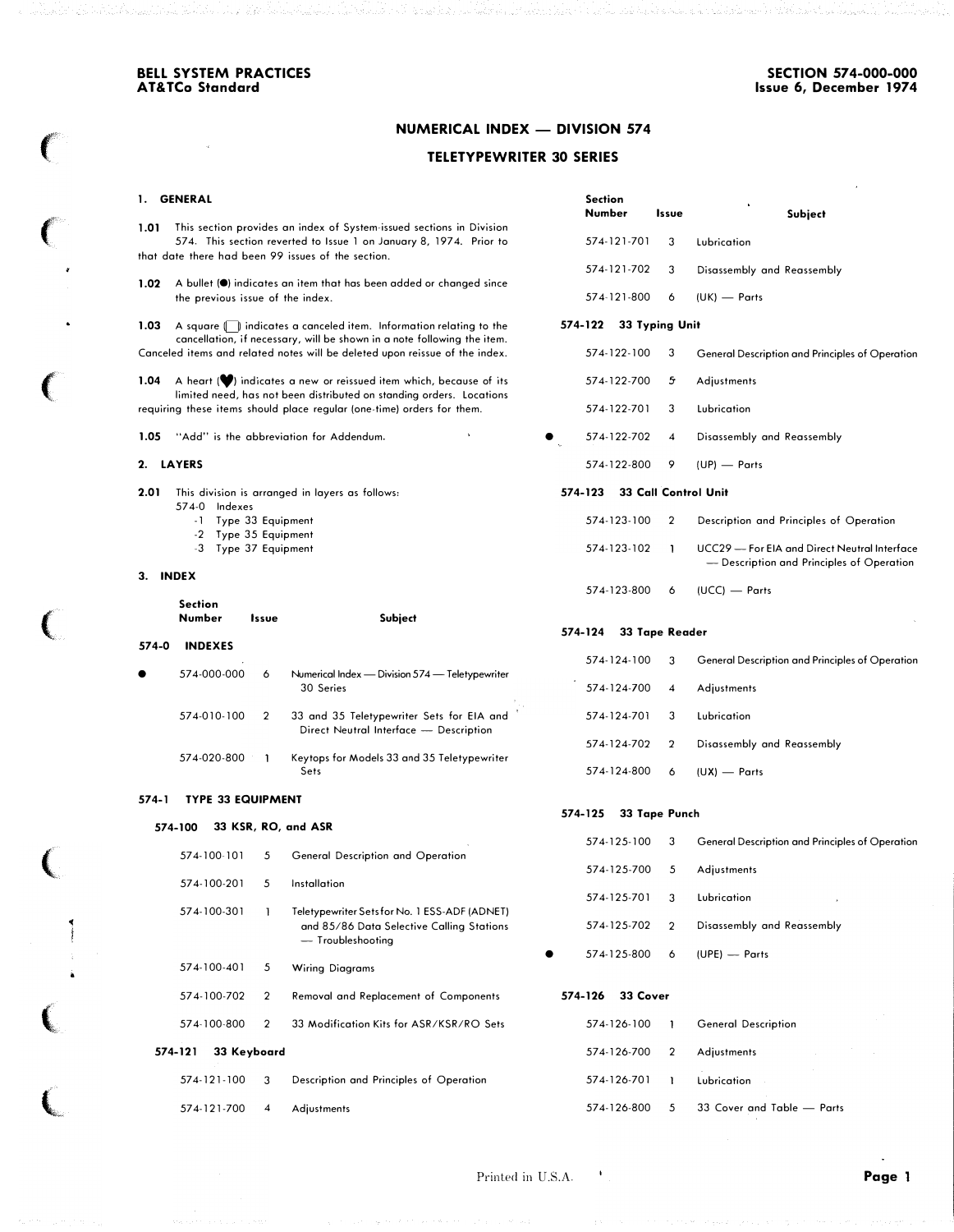BELL SYSTEM PRACTICES
AT&TCo Standard

SECTION 574-000-000
Issue 6, December 1974

# NUMERICAL INDEX — DIVISION 574

## TELETYPEWRITER 30 SERIES

### 1. GENERAL

**1.01** This section provides an index of System-issued sections in Division 574. This section reverted to Issue 1 on January 8, 1974. Prior to that date there had been 99 issues of the section.

**1.02** A bullet (●) indicates an item that has been added or changed since the previous issue of the index.

**1.03** A square (☐) indicates a canceled item. Information relating to the cancellation, if necessary, will be shown in a note following the item. Canceled items and related notes will be deleted upon reissue of the index.

**1.04** A heart (♥) indicates a new or reissued item which, because of its limited need, has not been distributed on standing orders. Locations requiring these items should place regular (one-time) orders for them.

**1.05** "Add" is the abbreviation for Addendum.

### 2. LAYERS

**2.01** This division is arranged in layers as follows:

574-0 Indexes
- -1 Type 33 Equipment
- -2 Type 35 Equipment
- -3 Type 37 Equipment

### 3. INDEX

| | Section Number | Issue | Subject |
|---|---|---|---|
| **574-0 INDEXES** | | | |
| ● | 574-000-000 | 6 | Numerical Index — Division 574 — Teletypewriter 30 Series |
| | 574-010-100 | 2 | 33 and 35 Teletypewriter Sets for EIA and Direct Neutral Interface — Description |
| | 574-020-800 | 1 | Keytops for Models 33 and 35 Teletypewriter Sets |
| **574-1 TYPE 33 EQUIPMENT** | | | |
| **574-100 33 KSR, RO, and ASR** | | | |
| | 574-100-101 | 5 | General Description and Operation |
| | 574-100-201 | 5 | Installation |
| | 574-100-301 | 1 | Teletypewriter Sets for No. 1 ESS-ADF (ADNET) and 85/86 Data Selective Calling Stations — Troubleshooting |
| | 574-100-401 | 5 | Wiring Diagrams |
| | 574-100-702 | 2 | Removal and Replacement of Components |
| | 574-100-800 | 2 | 33 Modification Kits for ASR/KSR/RO Sets |
| **574-121 33 Keyboard** | | | |
| | 574-121-100 | 3 | Description and Principles of Operation |
| | 574-121-700 | 4 | Adjustments |
| | 574-121-701 | 3 | Lubrication |
| | 574-121-702 | 3 | Disassembly and Reassembly |
| | 574-121-800 | 6 | (UK) — Parts |
| **574-122 33 Typing Unit** | | | |
| | 574-122-100 | 3 | General Description and Principles of Operation |
| | 574-122-700 | 5 | Adjustments |
| | 574-122-701 | 3 | Lubrication |
| ● | 574-122-702 | 4 | Disassembly and Reassembly |
| | 574-122-800 | 9 | (UP) — Parts |
| **574-123 33 Call Control Unit** | | | |
| | 574-123-100 | 2 | Description and Principles of Operation |
| | 574-123-102 | 1 | UCC29 — For EIA and Direct Neutral Interface — Description and Principles of Operation |
| | 574-123-800 | 6 | (UCC) — Parts |
| **574-124 33 Tape Reader** | | | |
| | 574-124-100 | 3 | General Description and Principles of Operation |
| | 574-124-700 | 4 | Adjustments |
| | 574-124-701 | 3 | Lubrication |
| | 574-124-702 | 2 | Disassembly and Reassembly |
| | 574-124-800 | 6 | (UX) — Parts |
| **574-125 33 Tape Punch** | | | |
| | 574-125-100 | 3 | General Description and Principles of Operation |
| | 574-125-700 | 5 | Adjustments |
| | 574-125-701 | 3 | Lubrication |
| | 574-125-702 | 2 | Disassembly and Reassembly |
| ● | 574-125-800 | 6 | (UPE) — Parts |
| **574-126 33 Cover** | | | |
| | 574-126-100 | 1 | General Description |
| | 574-126-700 | 2 | Adjustments |
| | 574-126-701 | 1 | Lubrication |
| | 574-126-800 | 5 | 33 Cover and Table — Parts |

Printed in U.S.A.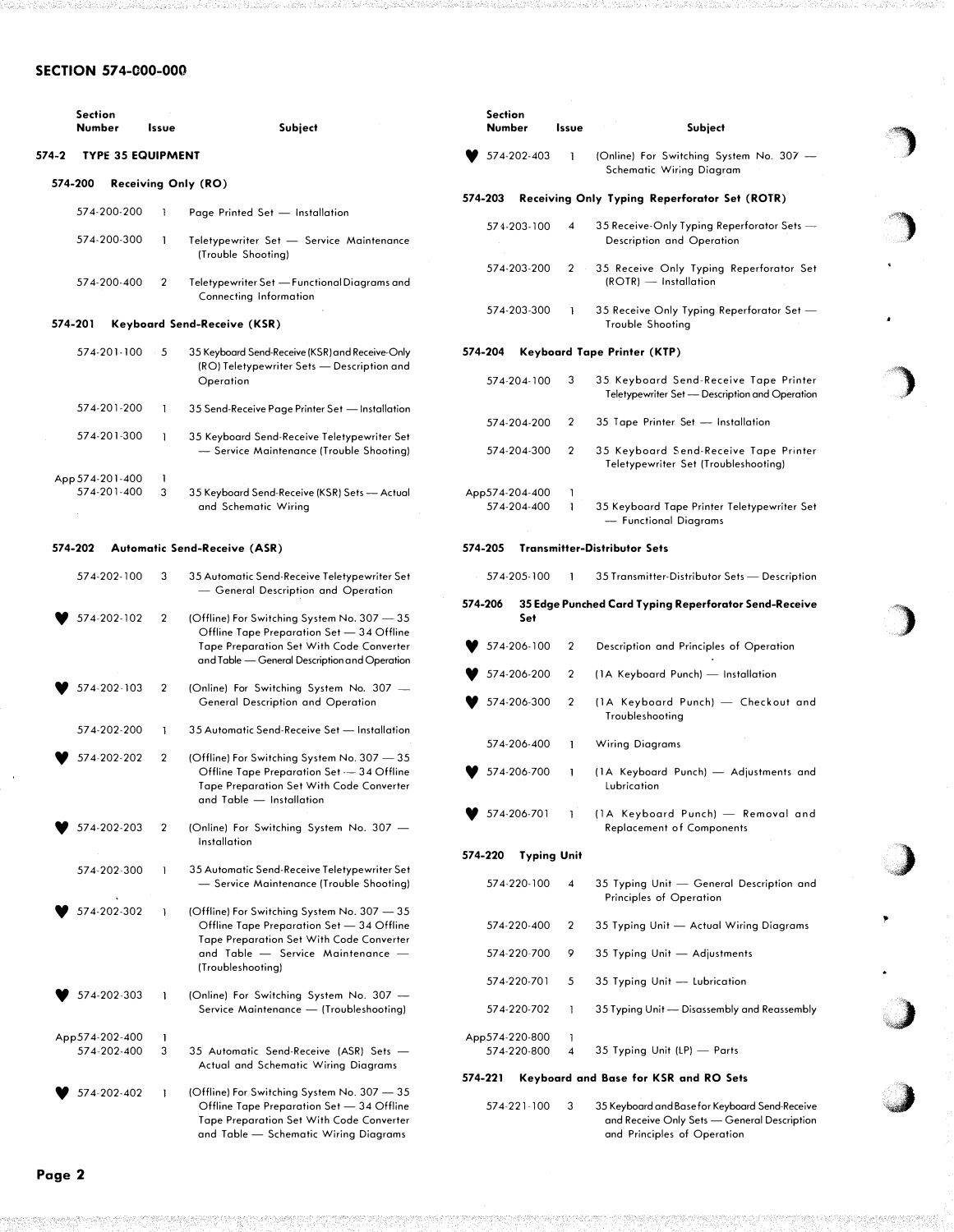## SECTION 574-000-000

| Section Number | Issue | Subject |
|---|---|---|
| **574-2 TYPE 35 EQUIPMENT** | | |
| **574-200 Receiving Only (RO)** | | |
| 574-200-200 | 1 | Page Printed Set — Installation |
| 574-200-300 | 1 | Teletypewriter Set — Service Maintenance (Trouble Shooting) |
| 574-200-400 | 2 | Teletypewriter Set — Functional Diagrams and Connecting Information |
| **574-201 Keyboard Send-Receive (KSR)** | | |
| 574-201-100 | 5 | 35 Keyboard Send-Receive (KSR) and Receive-Only (RO) Teletypewriter Sets — Description and Operation |
| 574-201-200 | 1 | 35 Send-Receive Page Printer Set — Installation |
| 574-201-300 | 1 | 35 Keyboard Send-Receive Teletypewriter Set — Service Maintenance (Trouble Shooting) |
| App 574-201-400 | 1 | |
| 574-201-400 | 3 | 35 Keyboard Send-Receive (KSR) Sets — Actual and Schematic Wiring |
| **574-202 Automatic Send-Receive (ASR)** | | |
| 574-202-100 | 3 | 35 Automatic Send-Receive Teletypewriter Set — General Description and Operation |
| ♥ 574-202-102 | 2 | (Offline) For Switching System No. 307 — 35 Offline Tape Preparation Set — 34 Offline Tape Preparation Set With Code Converter and Table — General Description and Operation |
| ♥ 574-202-103 | 2 | (Online) For Switching System No. 307 — General Description and Operation |
| 574-202-200 | 1 | 35 Automatic Send-Receive Set — Installation |
| ♥ 574-202-202 | 2 | (Offline) For Switching System No. 307 — 35 Offline Tape Preparation Set — 34 Offline Tape Preparation Set With Code Converter and Table — Installation |
| ♥ 574-202-203 | 2 | (Online) For Switching System No. 307 — Installation |
| 574-202-300 | 1 | 35 Automatic Send-Receive Teletypewriter Set — Service Maintenance (Trouble Shooting) |
| ♥ 574-202-302 | 1 | (Offline) For Switching System No. 307 — 35 Offline Tape Preparation Set — 34 Offline Tape Preparation Set With Code Converter and Table — Service Maintenance — (Troubleshooting) |
| ♥ 574-202-303 | 1 | (Online) For Switching System No. 307 — Service Maintenance — (Troubleshooting) |
| App574-202-400 | 1 | |
| 574-202-400 | 3 | 35 Automatic Send-Receive (ASR) Sets — Actual and Schematic Wiring Diagrams |
| ♥ 574-202-402 | 1 | (Offline) For Switching System No. 307 — 35 Offline Tape Preparation Set — 34 Offline Tape Preparation Set With Code Converter and Table — Schematic Wiring Diagrams |
| ♥ 574-202-403 | 1 | (Online) For Switching System No. 307 — Schematic Wiring Diagram |
| **574-203 Receiving Only Typing Reperforator Set (ROTR)** | | |
| 574-203-100 | 4 | 35 Receive-Only Typing Reperforator Sets — Description and Operation |
| 574-203-200 | 2 | 35 Receive Only Typing Reperforator Set (ROTR) — Installation |
| 574-203-300 | 1 | 35 Receive Only Typing Reperforator Set — Trouble Shooting |
| **574-204 Keyboard Tape Printer (KTP)** | | |
| 574-204-100 | 3 | 35 Keyboard Send-Receive Tape Printer Teletypewriter Set — Description and Operation |
| 574-204-200 | 2 | 35 Tape Printer Set — Installation |
| 574-204-300 | 2 | 35 Keyboard Send-Receive Tape Printer Teletypewriter Set (Troubleshooting) |
| App574-204-400 | 1 | |
| 574-204-400 | 1 | 35 Keyboard Tape Printer Teletypewriter Set — Functional Diagrams |
| **574-205 Transmitter-Distributor Sets** | | |
| 574-205-100 | 1 | 35 Transmitter-Distributor Sets — Description |
| **574-206 35 Edge Punched Card Typing Reperforator Send-Receive Set** | | |
| ♥ 574-206-100 | 2 | Description and Principles of Operation |
| ♥ 574-206-200 | 2 | (1A Keyboard Punch) — Installation |
| ♥ 574-206-300 | 2 | (1A Keyboard Punch) — Checkout and Troubleshooting |
| 574-206-400 | 1 | Wiring Diagrams |
| ♥ 574-206-700 | 1 | (1A Keyboard Punch) — Adjustments and Lubrication |
| ♥ 574-206-701 | 1 | (1A Keyboard Punch) — Removal and Replacement of Components |
| **574-220 Typing Unit** | | |
| 574-220-100 | 4 | 35 Typing Unit — General Description and Principles of Operation |
| 574-220-400 | 2 | 35 Typing Unit — Actual Wiring Diagrams |
| 574-220-700 | 9 | 35 Typing Unit — Adjustments |
| 574-220-701 | 5 | 35 Typing Unit — Lubrication |
| 574-220-702 | 1 | 35 Typing Unit — Disassembly and Reassembly |
| App574-220-800 | 1 | |
| 574-220-800 | 4 | 35 Typing Unit (LP) — Parts |
| **574-221 Keyboard and Base for KSR and RO Sets** | | |
| 574-221-100 | 3 | 35 Keyboard and Base for Keyboard Send-Receive and Receive Only Sets — General Description and Principles of Operation |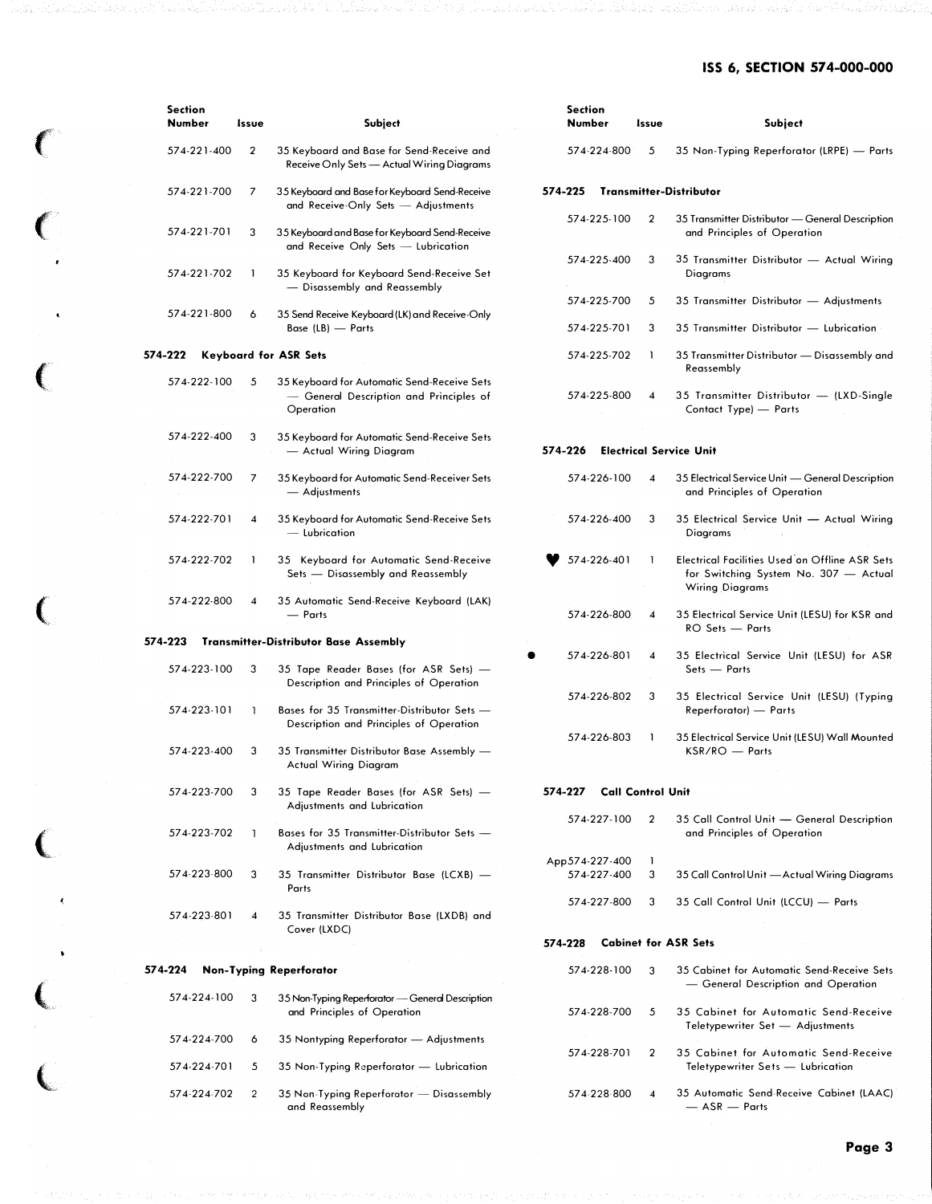| Section Number | Issue | Subject |
|---|---|---|
| 574-221-400 | 2 | 35 Keyboard and Base for Send-Receive and Receive Only Sets — Actual Wiring Diagrams |
| 574-221-700 | 7 | 35 Keyboard and Base for Keyboard Send-Receive and Receive-Only Sets — Adjustments |
| 574-221-701 | 3 | 35 Keyboard and Base for Keyboard Send-Receive and Receive Only Sets — Lubrication |
| 574-221-702 | 1 | 35 Keyboard for Keyboard Send-Receive Set — Disassembly and Reassembly |
| 574-221-800 | 6 | 35 Send Receive Keyboard (LK) and Receive-Only Base (LB) — Parts |

**574-222 Keyboard for ASR Sets**

| Section Number | Issue | Subject |
|---|---|---|
| 574-222-100 | 5 | 35 Keyboard for Automatic Send-Receive Sets — General Description and Principles of Operation |
| 574-222-400 | 3 | 35 Keyboard for Automatic Send-Receive Sets — Actual Wiring Diagram |
| 574-222-700 | 7 | 35 Keyboard for Automatic Send-Receiver Sets — Adjustments |
| 574-222-701 | 4 | 35 Keyboard for Automatic Send-Receive Sets — Lubrication |
| 574-222-702 | 1 | 35 Keyboard for Automatic Send-Receive Sets — Disassembly and Reassembly |
| 574-222-800 | 4 | 35 Automatic Send-Receive Keyboard (LAK) — Parts |

**574-223 Transmitter-Distributor Base Assembly**

| Section Number | Issue | Subject |
|---|---|---|
| 574-223-100 | 3 | 35 Tape Reader Bases (for ASR Sets) — Description and Principles of Operation |
| 574-223-101 | 1 | Bases for 35 Transmitter-Distributor Sets — Description and Principles of Operation |
| 574-223-400 | 3 | 35 Transmitter Distributor Base Assembly — Actual Wiring Diagram |
| 574-223-700 | 3 | 35 Tape Reader Bases (for ASR Sets) — Adjustments and Lubrication |
| 574-223-702 | 1 | Bases for 35 Transmitter-Distributor Sets — Adjustments and Lubrication |
| 574-223-800 | 3 | 35 Transmitter Distributor Base (LCXB) — Parts |
| 574-223-801 | 4 | 35 Transmitter Distributor Base (LXDB) and Cover (LXDC) |

**574-224 Non-Typing Reperforator**

| Section Number | Issue | Subject |
|---|---|---|
| 574-224-100 | 3 | 35 Non-Typing Reperforator — General Description and Principles of Operation |
| 574-224-700 | 6 | 35 Nontyping Reperforator — Adjustments |
| 574-224-701 | 5 | 35 Non-Typing Reperforator — Lubrication |
| 574-224-702 | 2 | 35 Non-Typing Reperforator — Disassembly and Reassembly |
| 574-224-800 | 5 | 35 Non-Typing Reperforator (LRPE) — Parts |

**574-225 Transmitter-Distributor**

| Section Number | Issue | Subject |
|---|---|---|
| 574-225-100 | 2 | 35 Transmitter Distributor — General Description and Principles of Operation |
| 574-225-400 | 3 | 35 Transmitter Distributor — Actual Wiring Diagrams |
| 574-225-700 | 5 | 35 Transmitter Distributor — Adjustments |
| 574-225-701 | 3 | 35 Transmitter Distributor — Lubrication |
| 574-225-702 | 1 | 35 Transmitter Distributor — Disassembly and Reassembly |
| 574-225-800 | 4 | 35 Transmitter Distributor — (LXD-Single Contact Type) — Parts |

**574-226 Electrical Service Unit**

| Section Number | Issue | Subject |
|---|---|---|
| 574-226-100 | 4 | 35 Electrical Service Unit — General Description and Principles of Operation |
| 574-226-400 | 3 | 35 Electrical Service Unit — Actual Wiring Diagrams |
| ♥ 574-226-401 | 1 | Electrical Facilities Used on Offline ASR Sets for Switching System No. 307 — Actual Wiring Diagrams |
| 574-226-800 | 4 | 35 Electrical Service Unit (LESU) for KSR and RO Sets — Parts |
| • 574-226-801 | 4 | 35 Electrical Service Unit (LESU) for ASR Sets — Parts |
| 574-226-802 | 3 | 35 Electrical Service Unit (LESU) (Typing Reperforator) — Parts |
| 574-226-803 | 1 | 35 Electrical Service Unit (LESU) Wall Mounted KSR/RO — Parts |

**574-227 Call Control Unit**

| Section Number | Issue | Subject |
|---|---|---|
| 574-227-100 | 2 | 35 Call Control Unit — General Description and Principles of Operation |
| App 574-227-400 | 1 | |
| 574-227-400 | 3 | 35 Call Control Unit — Actual Wiring Diagrams |
| 574-227-800 | 3 | 35 Call Control Unit (LCCU) — Parts |

**574-228 Cabinet for ASR Sets**

| Section Number | Issue | Subject |
|---|---|---|
| 574-228-100 | 3 | 35 Cabinet for Automatic Send-Receive Sets — General Description and Operation |
| 574-228-700 | 5 | 35 Cabinet for Automatic Send-Receive Teletypewriter Set — Adjustments |
| 574-228-701 | 2 | 35 Cabinet for Automatic Send-Receive Teletypewriter Sets — Lubrication |
| 574-228-800 | 4 | 35 Automatic Send-Receive Cabinet (LAAC) — ASR — Parts |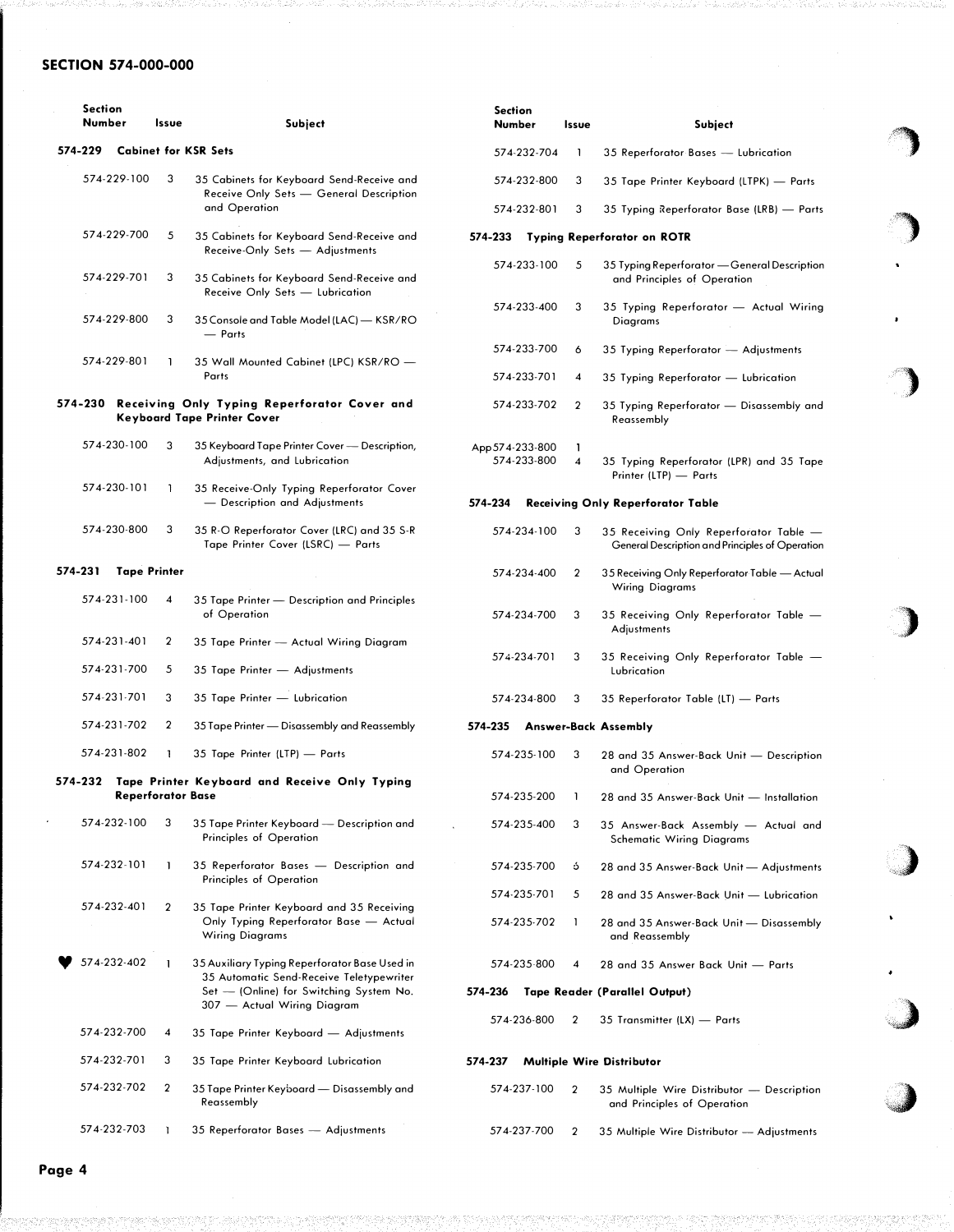## SECTION 574-000-000

| Section Number | Issue | Subject |
|---|---|---|
| **574-229 Cabinet for KSR Sets** | | |
| 574-229-100 | 3 | 35 Cabinets for Keyboard Send-Receive and Receive Only Sets — General Description and Operation |
| 574-229-700 | 5 | 35 Cabinets for Keyboard Send-Receive and Receive-Only Sets — Adjustments |
| 574-229-701 | 3 | 35 Cabinets for Keyboard Send-Receive and Receive Only Sets — Lubrication |
| 574-229-800 | 3 | 35 Console and Table Model (LAC) — KSR/RO — Parts |
| 574-229-801 | 1 | 35 Wall Mounted Cabinet (LPC) KSR/RO — Parts |
| **574-230 Receiving Only Typing Reperforator Cover and Keyboard Tape Printer Cover** | | |
| 574-230-100 | 3 | 35 Keyboard Tape Printer Cover — Description, Adjustments, and Lubrication |
| 574-230-101 | 1 | 35 Receive-Only Typing Reperforator Cover — Description and Adjustments |
| 574-230-800 | 3 | 35 R-O Reperforator Cover (LRC) and 35 S-R Tape Printer Cover (LSRC) — Parts |
| **574-231 Tape Printer** | | |
| 574-231-100 | 4 | 35 Tape Printer — Description and Principles of Operation |
| 574-231-401 | 2 | 35 Tape Printer — Actual Wiring Diagram |
| 574-231-700 | 5 | 35 Tape Printer — Adjustments |
| 574-231-701 | 3 | 35 Tape Printer — Lubrication |
| 574-231-702 | 2 | 35 Tape Printer — Disassembly and Reassembly |
| 574-231-802 | 1 | 35 Tape Printer (LTP) — Parts |
| **574-232 Tape Printer Keyboard and Receive Only Typing Reperforator Base** | | |
| 574-232-100 | 3 | 35 Tape Printer Keyboard — Description and Principles of Operation |
| 574-232-101 | 1 | 35 Reperforator Bases — Description and Principles of Operation |
| 574-232-401 | 2 | 35 Tape Printer Keyboard and 35 Receiving Only Typing Reperforator Base — Actual Wiring Diagrams |
| ♥ 574-232-402 | 1 | 35 Auxiliary Typing Reperforator Base Used in 35 Automatic Send-Receive Teletypewriter Set — (Online) for Switching System No. 307 — Actual Wiring Diagram |
| 574-232-700 | 4 | 35 Tape Printer Keyboard — Adjustments |
| 574-232-701 | 3 | 35 Tape Printer Keyboard Lubrication |
| 574-232-702 | 2 | 35 Tape Printer Keyboard — Disassembly and Reassembly |
| 574-232-703 | 1 | 35 Reperforator Bases — Adjustments |
| 574-232-704 | 1 | 35 Reperforator Bases — Lubrication |
| 574-232-800 | 3 | 35 Tape Printer Keyboard (LTPK) — Parts |
| 574-232-801 | 3 | 35 Typing Reperforator Base (LRB) — Parts |
| **574-233 Typing Reperforator on ROTR** | | |
| 574-233-100 | 5 | 35 Typing Reperforator — General Description and Principles of Operation |
| 574-233-400 | 3 | 35 Typing Reperforator — Actual Wiring Diagrams |
| 574-233-700 | 6 | 35 Typing Reperforator — Adjustments |
| 574-233-701 | 4 | 35 Typing Reperforator — Lubrication |
| 574-233-702 | 2 | 35 Typing Reperforator — Disassembly and Reassembly |
| App 574-233-800 | 1 | |
| 574-233-800 | 4 | 35 Typing Reperforator (LPR) and 35 Tape Printer (LTP) — Parts |
| **574-234 Receiving Only Reperforator Table** | | |
| 574-234-100 | 3 | 35 Receiving Only Reperforator Table — General Description and Principles of Operation |
| 574-234-400 | 2 | 35 Receiving Only Reperforator Table — Actual Wiring Diagrams |
| 574-234-700 | 3 | 35 Receiving Only Reperforator Table — Adjustments |
| 574-234-701 | 3 | 35 Receiving Only Reperforator Table — Lubrication |
| 574-234-800 | 3 | 35 Reperforator Table (LT) — Parts |
| **574-235 Answer-Back Assembly** | | |
| 574-235-100 | 3 | 28 and 35 Answer-Back Unit — Description and Operation |
| 574-235-200 | 1 | 28 and 35 Answer-Back Unit — Installation |
| 574-235-400 | 3 | 35 Answer-Back Assembly — Actual and Schematic Wiring Diagrams |
| 574-235-700 | 6 | 28 and 35 Answer-Back Unit — Adjustments |
| 574-235-701 | 5 | 28 and 35 Answer-Back Unit — Lubrication |
| 574-235-702 | 1 | 28 and 35 Answer-Back Unit — Disassembly and Reassembly |
| 574-235-800 | 4 | 28 and 35 Answer Back Unit — Parts |
| **574-236 Tape Reader (Parallel Output)** | | |
| 574-236-800 | 2 | 35 Transmitter (LX) — Parts |
| **574-237 Multiple Wire Distributor** | | |
| 574-237-100 | 2 | 35 Multiple Wire Distributor — Description and Principles of Operation |
| 574-237-700 | 2 | 35 Multiple Wire Distributor — Adjustments |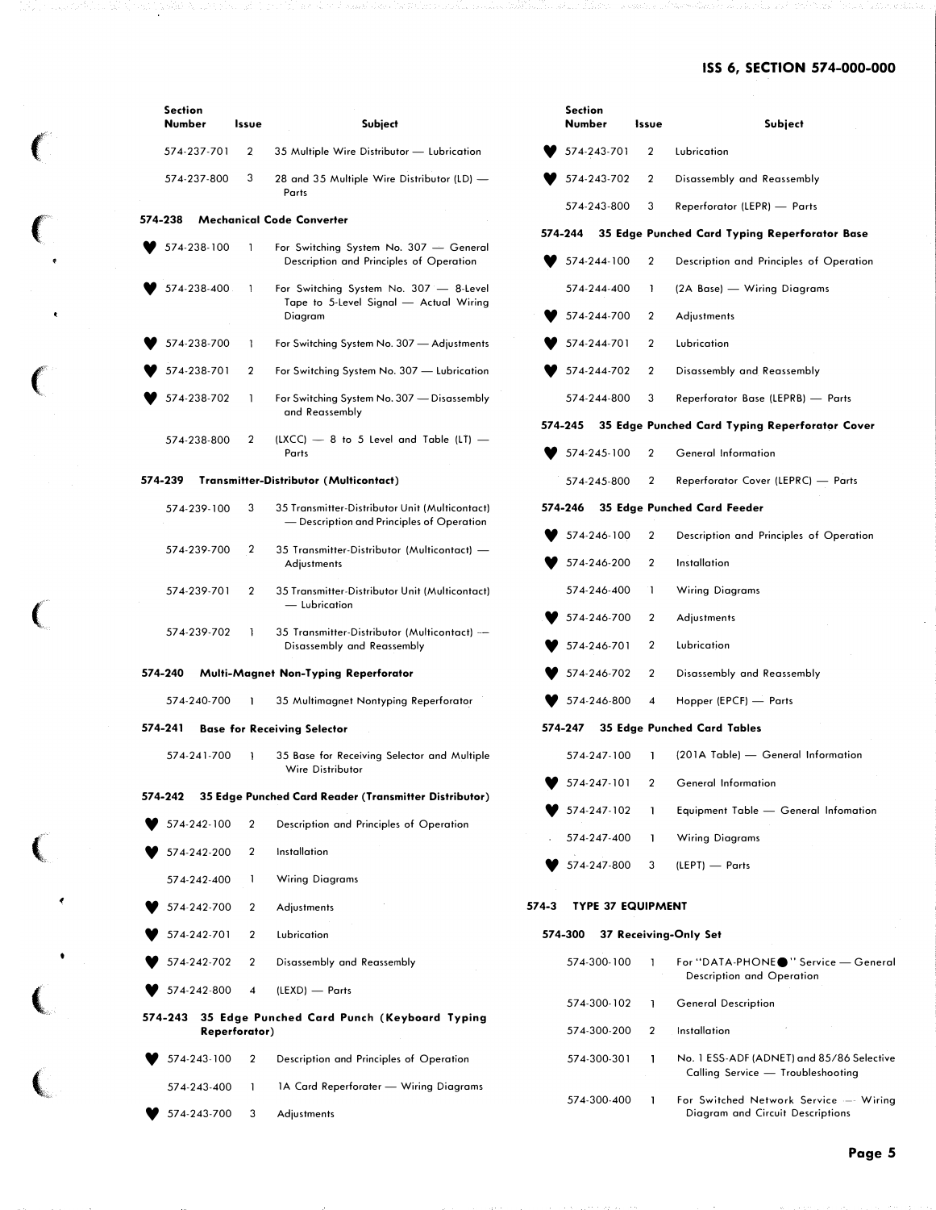| Section Number | Issue | Subject |
|---|---|---|
| 574-237-701 | 2 | 35 Multiple Wire Distributor — Lubrication |
| 574-237-800 | 3 | 28 and 35 Multiple Wire Distributor (LD) — Parts |

**574-238 Mechanical Code Converter**

| Section Number | Issue | Subject |
|---|---|---|
| ♥ 574-238-100 | 1 | For Switching System No. 307 — General Description and Principles of Operation |
| ♥ 574-238-400 | 1 | For Switching System No. 307 — 8-Level Tape to 5-Level Signal — Actual Wiring Diagram |
| ♥ 574-238-700 | 1 | For Switching System No. 307 — Adjustments |
| ♥ 574-238-701 | 2 | For Switching System No. 307 — Lubrication |
| ♥ 574-238-702 | 1 | For Switching System No. 307 — Disassembly and Reassembly |
| 574-238-800 | 2 | (LXCC) — 8 to 5 Level and Table (LT) — Parts |

**574-239 Transmitter-Distributor (Multicontact)**

| Section Number | Issue | Subject |
|---|---|---|
| 574-239-100 | 3 | 35 Transmitter-Distributor Unit (Multicontact) — Description and Principles of Operation |
| 574-239-700 | 2 | 35 Transmitter-Distributor (Multicontact) — Adjustments |
| 574-239-701 | 2 | 35 Transmitter-Distributor Unit (Multicontact) — Lubrication |
| 574-239-702 | 1 | 35 Transmitter-Distributor (Multicontact) — Disassembly and Reassembly |

**574-240 Multi-Magnet Non-Typing Reperforator**

| Section Number | Issue | Subject |
|---|---|---|
| 574-240-700 | 1 | 35 Multimagnet Nontyping Reperforator |

**574-241 Base for Receiving Selector**

| Section Number | Issue | Subject |
|---|---|---|
| 574-241-700 | 1 | 35 Base for Receiving Selector and Multiple Wire Distributor |

**574-242 35 Edge Punched Card Reader (Transmitter Distributor)**

| Section Number | Issue | Subject |
|---|---|---|
| ♥ 574-242-100 | 2 | Description and Principles of Operation |
| ♥ 574-242-200 | 2 | Installation |
| 574-242-400 | 1 | Wiring Diagrams |
| ♥ 574-242-700 | 2 | Adjustments |
| ♥ 574-242-701 | 2 | Lubrication |
| ♥ 574-242-702 | 2 | Disassembly and Reassembly |
| ♥ 574-242-800 | 4 | (LEXD) — Parts |

**574-243 35 Edge Punched Card Punch (Keyboard Typing Reperforator)**

| Section Number | Issue | Subject |
|---|---|---|
| ♥ 574-243-100 | 2 | Description and Principles of Operation |
| 574-243-400 | 1 | 1A Card Reperforater — Wiring Diagrams |
| ♥ 574-243-700 | 3 | Adjustments |
| ♥ 574-243-701 | 2 | Lubrication |
| ♥ 574-243-702 | 2 | Disassembly and Reassembly |
| 574-243-800 | 3 | Reperforator (LEPR) — Parts |

**574-244 35 Edge Punched Card Typing Reperforator Base**

| Section Number | Issue | Subject |
|---|---|---|
| ♥ 574-244-100 | 2 | Description and Principles of Operation |
| 574-244-400 | 1 | (2A Base) — Wiring Diagrams |
| ♥ 574-244-700 | 2 | Adjustments |
| ♥ 574-244-701 | 2 | Lubrication |
| ♥ 574-244-702 | 2 | Disassembly and Reassembly |
| 574-244-800 | 3 | Reperforator Base (LEPRB) — Parts |

**574-245 35 Edge Punched Card Typing Reperforator Cover**

| Section Number | Issue | Subject |
|---|---|---|
| ♥ 574-245-100 | 2 | General Information |
| 574-245-800 | 2 | Reperforator Cover (LEPRC) — Parts |

**574-246 35 Edge Punched Card Feeder**

| Section Number | Issue | Subject |
|---|---|---|
| ♥ 574-246-100 | 2 | Description and Principles of Operation |
| ♥ 574-246-200 | 2 | Installation |
| 574-246-400 | 1 | Wiring Diagrams |
| ♥ 574-246-700 | 2 | Adjustments |
| ♥ 574-246-701 | 2 | Lubrication |
| ♥ 574-246-702 | 2 | Disassembly and Reassembly |
| ♥ 574-246-800 | 4 | Hopper (EPCF) — Parts |

**574-247 35 Edge Punched Card Tables**

| Section Number | Issue | Subject |
|---|---|---|
| 574-247-100 | 1 | (201A Table) — General Information |
| ♥ 574-247-101 | 2 | General Information |
| ♥ 574-247-102 | 1 | Equipment Table — General Infomation |
| 574-247-400 | 1 | Wiring Diagrams |
| ♥ 574-247-800 | 3 | (LEPT) — Parts |

**574-3 TYPE 37 EQUIPMENT**

**574-300 37 Receiving-Only Set**

| Section Number | Issue | Subject |
|---|---|---|
| 574-300-100 | 1 | For "DATA-PHONE●" Service — General Description and Operation |
| 574-300-102 | 1 | General Description |
| 574-300-200 | 2 | Installation |
| 574-300-301 | 1 | No. 1 ESS-ADF (ADNET) and 85/86 Selective Calling Service — Troubleshooting |
| 574-300-400 | 1 | For Switched Network Service — Wiring Diagram and Circuit Descriptions |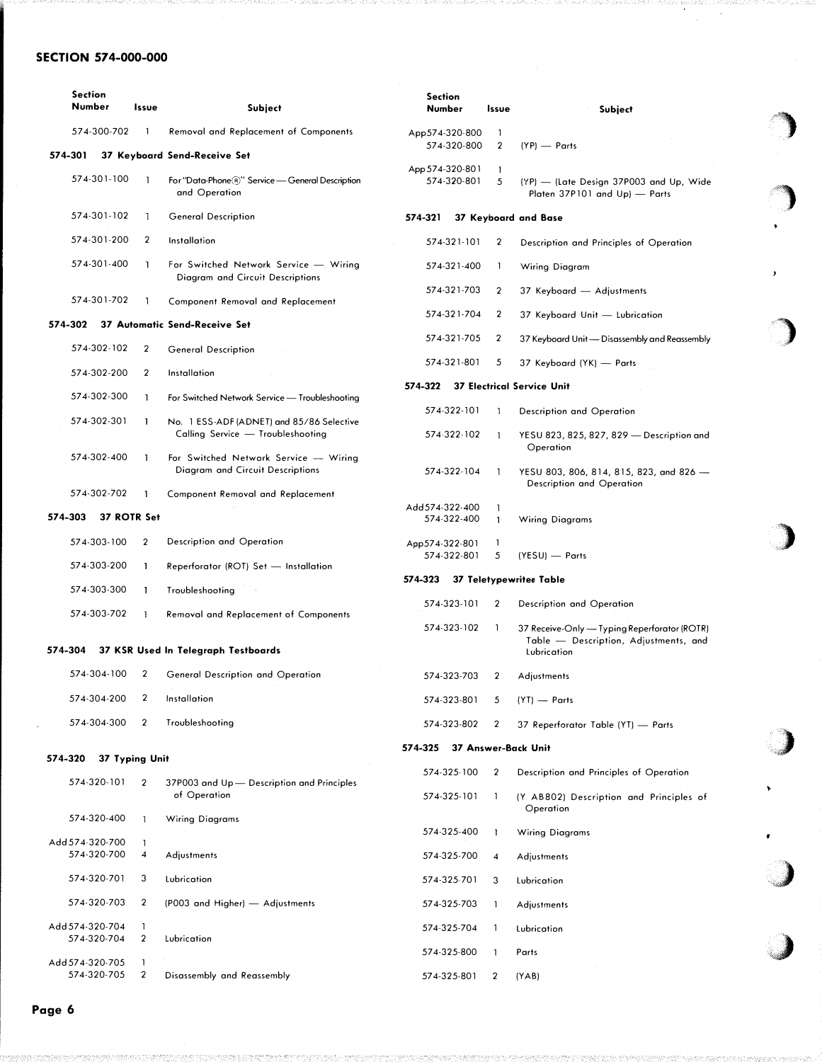## SECTION 574-000-000

| Section Number | Issue | Subject |
|---|---|---|
| 574-300-702 | 1 | Removal and Replacement of Components |

**574-301 37 Keyboard Send-Receive Set**

| Section Number | Issue | Subject |
|---|---|---|
| 574-301-100 | 1 | For "Data-Phone®" Service — General Description and Operation |
| 574-301-102 | 1 | General Description |
| 574-301-200 | 2 | Installation |
| 574-301-400 | 1 | For Switched Network Service — Wiring Diagram and Circuit Descriptions |
| 574-301-702 | 1 | Component Removal and Replacement |

**574-302 37 Automatic Send-Receive Set**

| Section Number | Issue | Subject |
|---|---|---|
| 574-302-102 | 2 | General Description |
| 574-302-200 | 2 | Installation |
| 574-302-300 | 1 | For Switched Network Service — Troubleshooting |
| 574-302-301 | 1 | No. 1 ESS-ADF (ADNET) and 85/86 Selective Calling Service — Troubleshooting |
| 574-302-400 | 1 | For Switched Network Service — Wiring Diagram and Circuit Descriptions |
| 574-302-702 | 1 | Component Removal and Replacement |

**574-303 37 ROTR Set**

| Section Number | Issue | Subject |
|---|---|---|
| 574-303-100 | 2 | Description and Operation |
| 574-303-200 | 1 | Reperforator (ROT) Set — Installation |
| 574-303-300 | 1 | Troubleshooting |
| 574-303-702 | 1 | Removal and Replacement of Components |

**574-304 37 KSR Used In Telegraph Testboards**

| Section Number | Issue | Subject |
|---|---|---|
| 574-304-100 | 2 | General Description and Operation |
| 574-304-200 | 2 | Installation |
| 574-304-300 | 2 | Troubleshooting |

**574-320 37 Typing Unit**

| Section Number | Issue | Subject |
|---|---|---|
| 574-320-101 | 2 | 37P003 and Up — Description and Principles of Operation |
| 574-320-400 | 1 | Wiring Diagrams |
| Add 574-320-700 | 1 | |
| 574-320-700 | 4 | Adjustments |
| 574-320-701 | 3 | Lubrication |
| 574-320-703 | 2 | (P003 and Higher) — Adjustments |
| Add 574-320-704 | 1 | |
| 574-320-704 | 2 | Lubrication |
| Add 574-320-705 | 1 | |
| 574-320-705 | 2 | Disassembly and Reassembly |
| App 574-320-800 | 1 | |
| 574-320-800 | 2 | (YP) — Parts |
| App 574-320-801 | 1 | |
| 574-320-801 | 5 | (YP) — (Late Design 37P003 and Up, Wide Platen 37P101 and Up) — Parts |

**574-321 37 Keyboard and Base**

| Section Number | Issue | Subject |
|---|---|---|
| 574-321-101 | 2 | Description and Principles of Operation |
| 574-321-400 | 1 | Wiring Diagram |
| 574-321-703 | 2 | 37 Keyboard — Adjustments |
| 574-321-704 | 2 | 37 Keyboard Unit — Lubrication |
| 574-321-705 | 2 | 37 Keyboard Unit — Disassembly and Reassembly |
| 574-321-801 | 5 | 37 Keyboard (YK) — Parts |

**574-322 37 Electrical Service Unit**

| Section Number | Issue | Subject |
|---|---|---|
| 574-322-101 | 1 | Description and Operation |
| 574-322-102 | 1 | YESU 823, 825, 827, 829 — Description and Operation |
| 574-322-104 | 1 | YESU 803, 806, 814, 815, 823, and 826 — Description and Operation |
| Add 574-322-400 | 1 | |
| 574-322-400 | 1 | Wiring Diagrams |
| App 574-322-801 | 1 | |
| 574-322-801 | 5 | (YESU) — Parts |

**574-323 37 Teletypewriter Table**

| Section Number | Issue | Subject |
|---|---|---|
| 574-323-101 | 2 | Description and Operation |
| 574-323-102 | 1 | 37 Receive-Only — Typing Reperforator (ROTR) Table — Description, Adjustments, and Lubrication |
| 574-323-703 | 2 | Adjustments |
| 574-323-801 | 5 | (YT) — Parts |
| 574-323-802 | 2 | 37 Reperforator Table (YT) — Parts |

**574-325 37 Answer-Back Unit**

| Section Number | Issue | Subject |
|---|---|---|
| 574-325-100 | 2 | Description and Principles of Operation |
| 574-325-101 | 1 | (Y AB802) Description and Principles of Operation |
| 574-325-400 | 1 | Wiring Diagrams |
| 574-325-700 | 4 | Adjustments |
| 574-325-701 | 3 | Lubrication |
| 574-325-703 | 1 | Adjustments |
| 574-325-704 | 1 | Lubrication |
| 574-325-800 | 1 | Parts |
| 574-325-801 | 2 | (YAB) |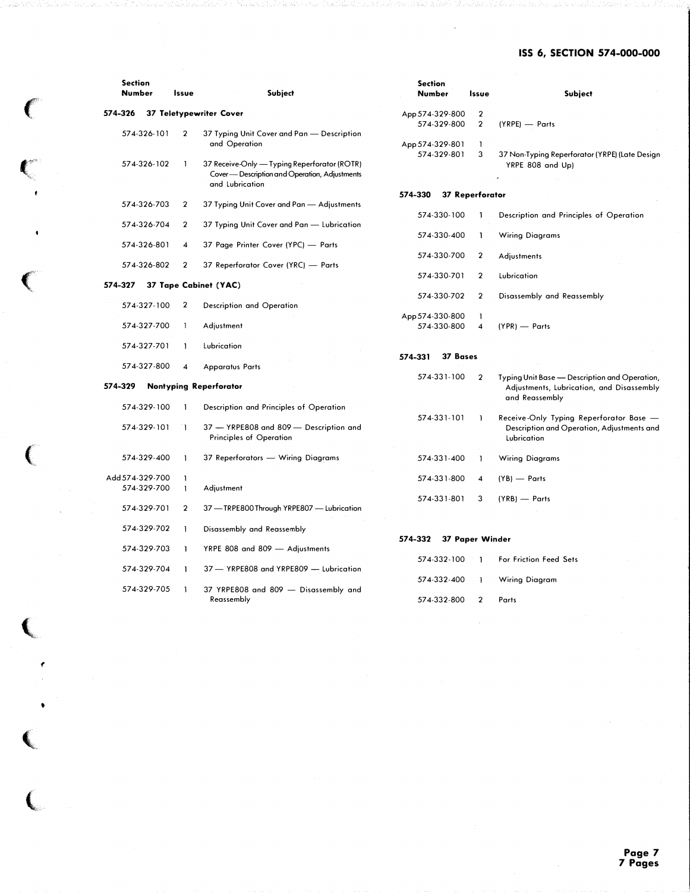| Section Number | Issue | Subject |
|---|---|---|
| **574-326** | | **37 Teletypewriter Cover** |
| 574-326-101 | 2 | 37 Typing Unit Cover and Pan — Description and Operation |
| 574-326-102 | 1 | 37 Receive-Only — Typing Reperforator (ROTR) Cover — Description and Operation, Adjustments and Lubrication |
| 574-326-703 | 2 | 37 Typing Unit Cover and Pan — Adjustments |
| 574-326-704 | 2 | 37 Typing Unit Cover and Pan — Lubrication |
| 574-326-801 | 4 | 37 Page Printer Cover (YPC) — Parts |
| 574-326-802 | 2 | 37 Reperforator Cover (YRC) — Parts |
| **574-327** | | **37 Tape Cabinet (YAC)** |
| 574-327-100 | 2 | Description and Operation |
| 574-327-700 | 1 | Adjustment |
| 574-327-701 | 1 | Lubrication |
| 574-327-800 | 4 | Apparatus Parts |
| **574-329** | | **Nontyping Reperforator** |
| 574-329-100 | 1 | Description and Principles of Operation |
| 574-329-101 | 1 | 37 — YRPE808 and 809 — Description and Principles of Operation |
| 574-329-400 | 1 | 37 Reperforators — Wiring Diagrams |
| Add 574-329-700 | 1 | |
| 574-329-700 | 1 | Adjustment |
| 574-329-701 | 2 | 37 — TRPE800 Through YRPE807 — Lubrication |
| 574-329-702 | 1 | Disassembly and Reassembly |
| 574-329-703 | 1 | YRPE 808 and 809 — Adjustments |
| 574-329-704 | 1 | 37 — YRPE808 and YRPE809 — Lubrication |
| 574-329-705 | 1 | 37 YRPE808 and 809 — Disassembly and Reassembly |
| App 574-329-800 | 2 | |
| 574-329-800 | 2 | (YRPE) — Parts |
| App 574-329-801 | 1 | |
| 574-329-801 | 3 | 37 Non-Typing Reperforator (YRPE) (Late Design YRPE 808 and Up) |
| **574-330** | | **37 Reperforator** |
| 574-330-100 | 1 | Description and Principles of Operation |
| 574-330-400 | 1 | Wiring Diagrams |
| 574-330-700 | 2 | Adjustments |
| 574-330-701 | 2 | Lubrication |
| 574-330-702 | 2 | Disassembly and Reassembly |
| App 574-330-800 | 1 | |
| 574-330-800 | 4 | (YPR) — Parts |
| **574-331** | | **37 Bases** |
| 574-331-100 | 2 | Typing Unit Base — Description and Operation, Adjustments, Lubrication, and Disassembly and Reassembly |
| 574-331-101 | 1 | Receive-Only Typing Reperforator Base — Description and Operation, Adjustments and Lubrication |
| 574-331-400 | 1 | Wiring Diagrams |
| 574-331-800 | 4 | (YB) — Parts |
| 574-331-801 | 3 | (YRB) — Parts |
| **574-332** | | **37 Paper Winder** |
| 574-332-100 | 1 | For Friction Feed Sets |
| 574-332-400 | 1 | Wiring Diagram |
| 574-332-800 | 2 | Parts |